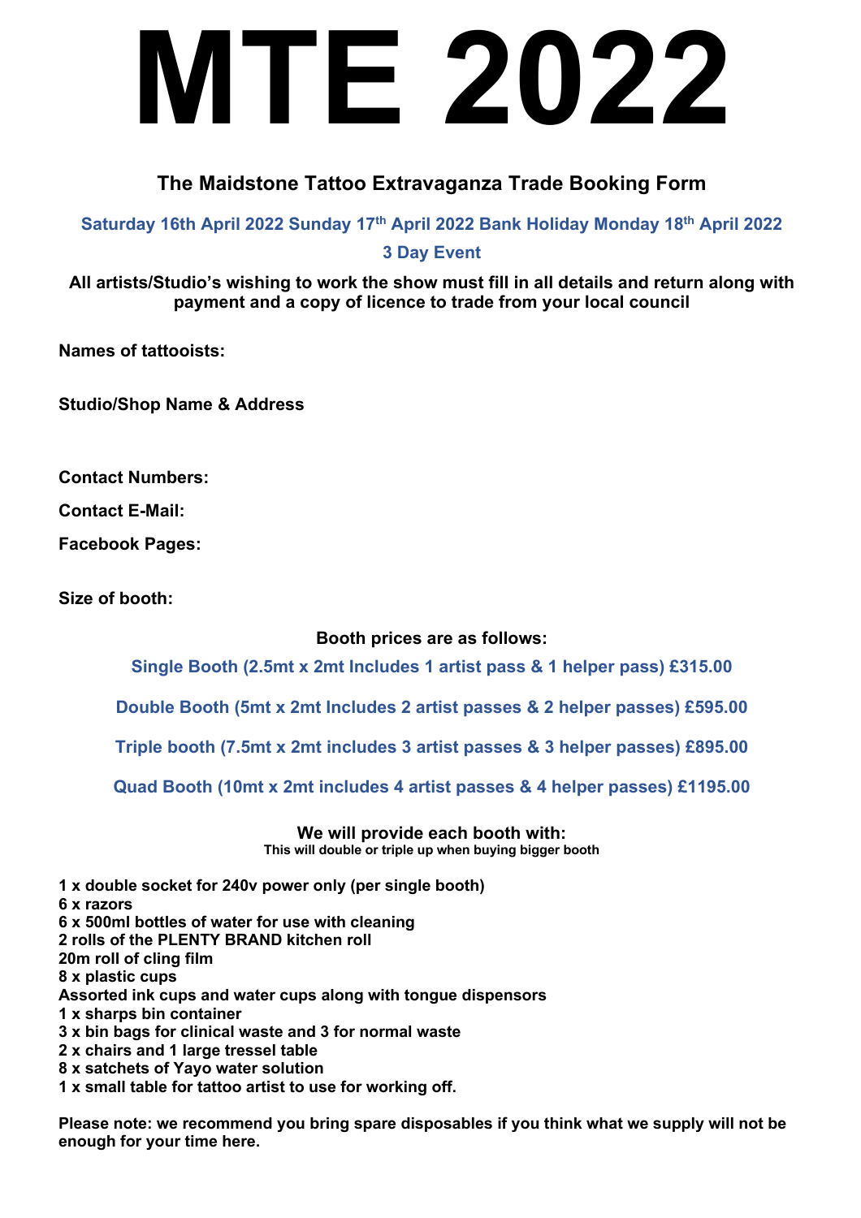# MTE 2022

## The Maidstone Tattoo Extravaganza Trade Booking Form

**Saturday 16th April 2022 Sunday 17th April 2022 Bank Holiday Monday 18th April 2022**

**3 Day Event**

**All artists/Studio's wishing to work the show must fill in all details and return along with payment and a copy of licence to trade from your local council**

**Names of tattooists:**

**Studio/Shop Name & Address**

**Contact Numbers:**

**Contact E-Mail:**

**Facebook Pages:**

**Size of booth:**

**Booth prices are as follows:**

**Single Booth (2.5mt x 2mt Includes 1 artist pass & 1 helper pass) £315.00**

**Double Booth (5mt x 2mt Includes 2 artist passes & 2 helper passes) £595.00**

**Triple booth (7.5mt x 2mt includes 3 artist passes & 3 helper passes) £895.00**

**Quad Booth (10mt x 2mt includes 4 artist passes & 4 helper passes) £1195.00**

**We will provide each booth with:**
**This will double or triple up when buying bigger booth**

**1 x double socket for 240v power only (per single booth)**
**6 x razors**
**6 x 500ml bottles of water for use with cleaning**
**2 rolls of the PLENTY BRAND kitchen roll**
**20m roll of cling film**
**8 x plastic cups**
**Assorted ink cups and water cups along with tongue dispensors**
**1 x sharps bin container**
**3 x bin bags for clinical waste and 3 for normal waste**
**2 x chairs and 1 large tressel table**
**8 x satchets of Yayo water solution**
**1 x small table for tattoo artist to use for working off.**

**Please note: we recommend you bring spare disposables if you think what we supply will not be enough for your time here.**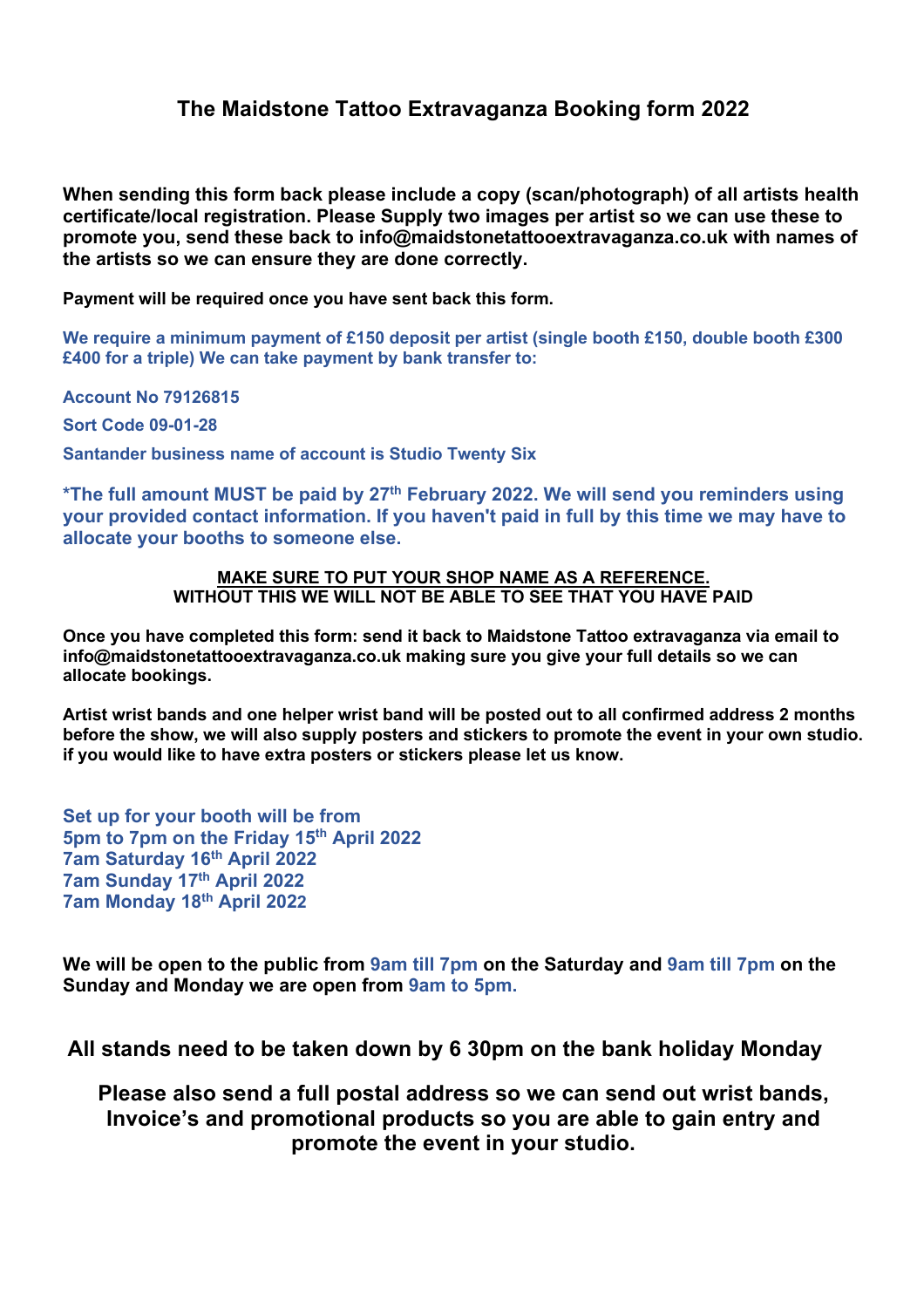## The Maidstone Tattoo Extravaganza Booking form 2022

**When sending this form back please include a copy (scan/photograph) of all artists health certificate/local registration. Please Supply two images per artist so we can use these to promote you, send these back to info@maidstonetattooextravaganza.co.uk with names of the artists so we can ensure they are done correctly.**

**Payment will be required once you have sent back this form.**

**We require a minimum payment of £150 deposit per artist (single booth £150, double booth £300 £400 for a triple) We can take payment by bank transfer to:**

**Account No 79126815**

**Sort Code 09-01-28**

**Santander business name of account is Studio Twenty Six**

**\*The full amount MUST be paid by 27th February 2022. We will send you reminders using your provided contact information. If you haven't paid in full by this time we may have to allocate your booths to someone else.**

**MAKE SURE TO PUT YOUR SHOP NAME AS A REFERENCE.**
**WITHOUT THIS WE WILL NOT BE ABLE TO SEE THAT YOU HAVE PAID**

**Once you have completed this form: send it back to Maidstone Tattoo extravaganza via email to info@maidstonetattooextravaganza.co.uk making sure you give your full details so we can allocate bookings.**

**Artist wrist bands and one helper wrist band will be posted out to all confirmed address 2 months before the show, we will also supply posters and stickers to promote the event in your own studio. if you would like to have extra posters or stickers please let us know.**

**Set up for your booth will be from**
**5pm to 7pm on the Friday 15th April 2022**
**7am Saturday 16th April 2022**
**7am Sunday 17th April 2022**
**7am Monday 18th April 2022**

**We will be open to the public from 9am till 7pm on the Saturday and 9am till 7pm on the Sunday and Monday we are open from 9am to 5pm.**

**All stands need to be taken down by 6 30pm on the bank holiday Monday**

**Please also send a full postal address so we can send out wrist bands, Invoice's and promotional products so you are able to gain entry and promote the event in your studio.**